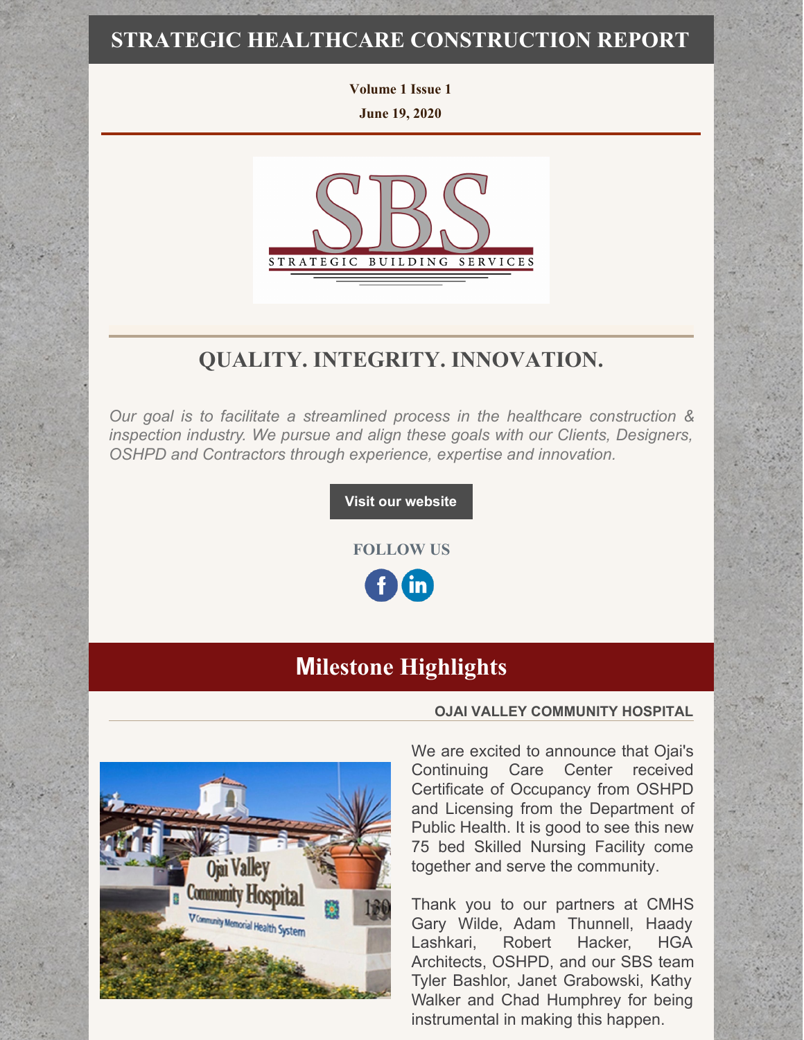# STRATEGIC HEALTHCARE CONSTRUCTION REPORT

**Volume 1 Issue 1**

**June 19, 2020**

## QUALITY. INTEGRITY. INNOVATION.

*Our goal is to facilitate a streamlined process in the healthcare construction & inspection industry. We pursue and align these goals with our Clients, Designers, OSHPD and Contractors through experience, expertise and innovation.*

**Visit our website**

**FOLLOW US**

## Milestone Highlights

**OJAI VALLEY COMMUNITY HOSPITAL**

We are excited to announce that Ojai's Continuing Care Center received Certificate of Occupancy from OSHPD and Licensing from the Department of Public Health. It is good to see this new 75 bed Skilled Nursing Facility come together and serve the community.

Thank you to our partners at CMHS Gary Wilde, Adam Thunnell, Haady Lashkari, Robert Hacker, HGA Architects, OSHPD, and our SBS team Tyler Bashlor, Janet Grabowski, Kathy Walker and Chad Humphrey for being instrumental in making this happen.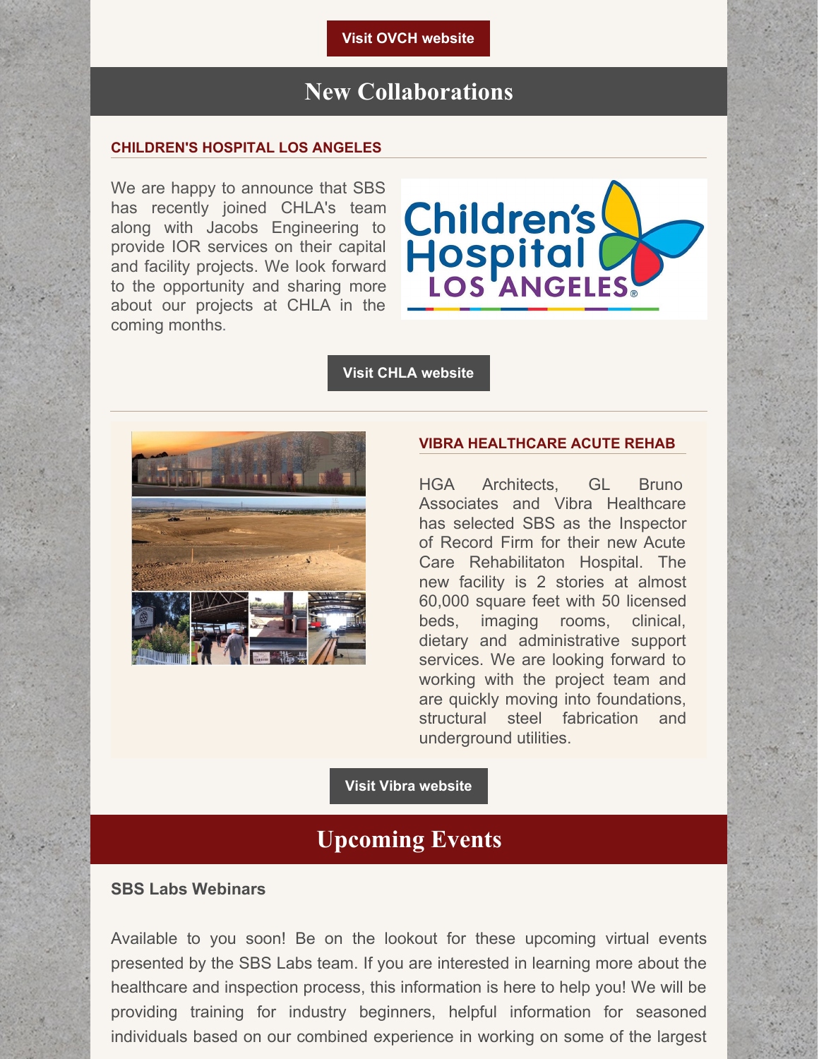Visit OVCH website

## New Collaborations

### CHILDREN'S HOSPITAL LOS ANGELES

We are happy to announce that SBS has recently joined CHLA's team along with Jacobs Engineering to provide IOR services on their capital and facility projects. We look forward to the opportunity and sharing more about our projects at CHLA in the coming months.

Visit CHLA website

### VIBRA HEALTHCARE ACUTE REHAB

HGA Architects, GL Bruno Associates and Vibra Healthcare has selected SBS as the Inspector of Record Firm for their new Acute Care Rehabilitaton Hospital. The new facility is 2 stories at almost 60,000 square feet with 50 licensed beds, imaging rooms, clinical, dietary and administrative support services. We are looking forward to working with the project team and are quickly moving into foundations, structural steel fabrication and underground utilities.

Visit Vibra website

## Upcoming Events

**SBS Labs Webinars**

Available to you soon! Be on the lookout for these upcoming virtual events presented by the SBS Labs team. If you are interested in learning more about the healthcare and inspection process, this information is here to help you! We will be providing training for industry beginners, helpful information for seasoned individuals based on our combined experience in working on some of the largest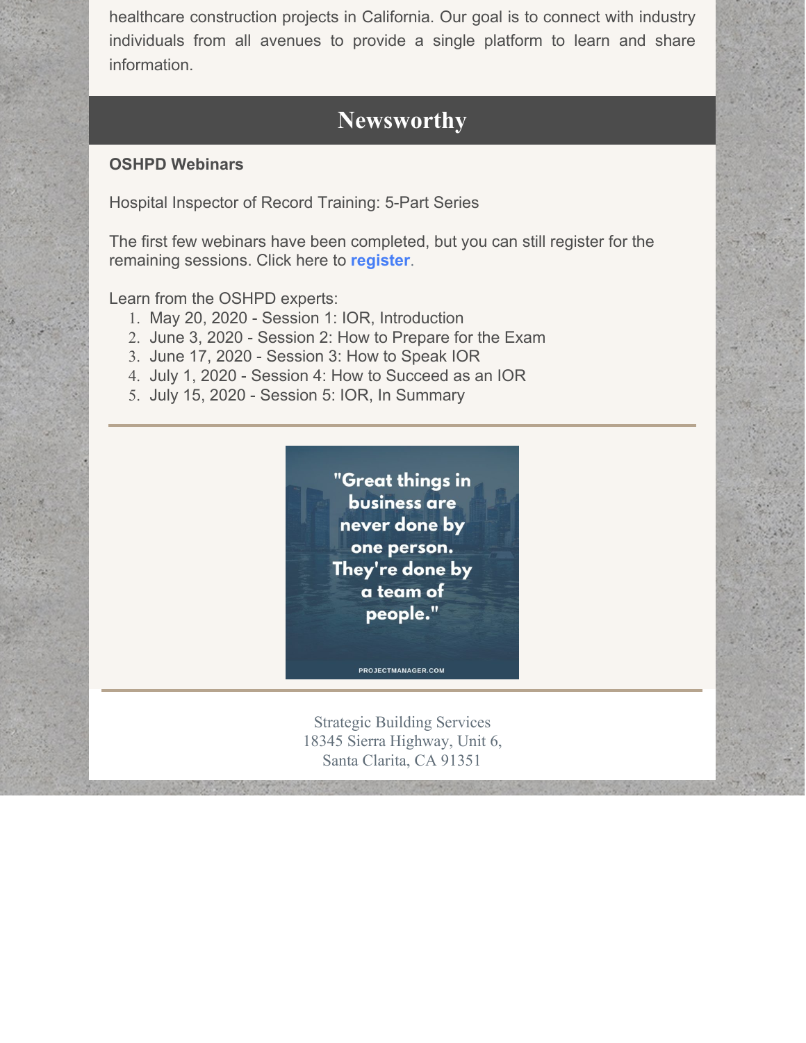healthcare construction projects in California. Our goal is to connect with industry individuals from all avenues to provide a single platform to learn and share information.

## Newsworthy

**OSHPD Webinars**

Hospital Inspector of Record Training: 5-Part Series

The first few webinars have been completed, but you can still register for the remaining sessions. Click here to **register**.

Learn from the OSHPD experts:

1. May 20, 2020 - Session 1: IOR, Introduction
2. June 3, 2020 - Session 2: How to Prepare for the Exam
3. June 17, 2020 - Session 3: How to Speak IOR
4. July 1, 2020 - Session 4: How to Succeed as an IOR
5. July 15, 2020 - Session 5: IOR, In Summary

---

"Great things in business are never done by one person. They're done by a team of people."

PROJECTMANAGER.COM

---

Strategic Building Services
18345 Sierra Highway, Unit 6,
Santa Clarita, CA 91351